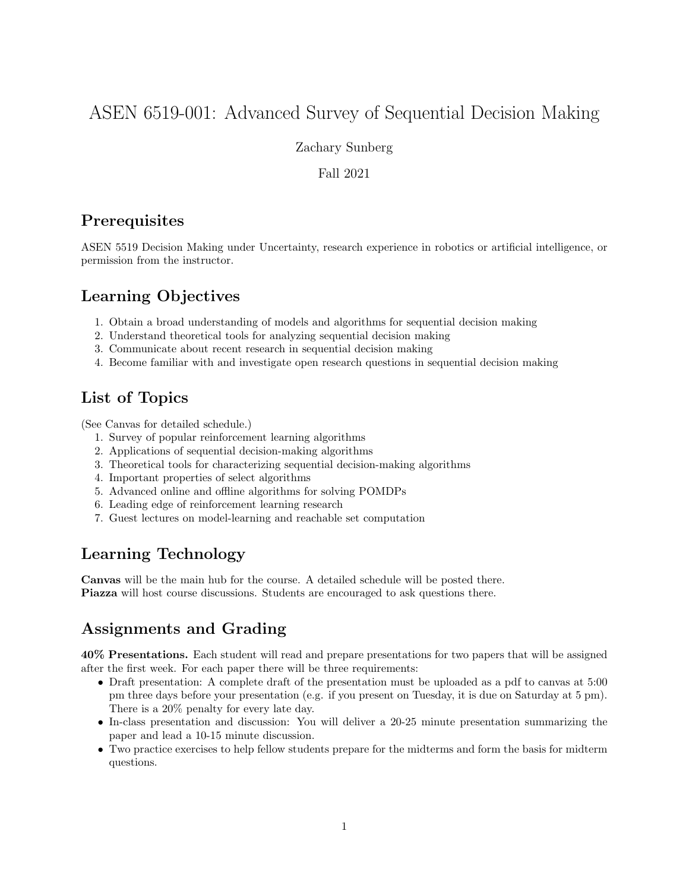# ASEN 6519-001: Advanced Survey of Sequential Decision Making

Zachary Sunberg

Fall 2021

## Prerequisites

ASEN 5519 Decision Making under Uncertainty, research experience in robotics or artificial intelligence, or permission from the instructor.

## Learning Objectives

1. Obtain a broad understanding of models and algorithms for sequential decision making
2. Understand theoretical tools for analyzing sequential decision making
3. Communicate about recent research in sequential decision making
4. Become familiar with and investigate open research questions in sequential decision making

## List of Topics

(See Canvas for detailed schedule.)

1. Survey of popular reinforcement learning algorithms
2. Applications of sequential decision-making algorithms
3. Theoretical tools for characterizing sequential decision-making algorithms
4. Important properties of select algorithms
5. Advanced online and offline algorithms for solving POMDPs
6. Leading edge of reinforcement learning research
7. Guest lectures on model-learning and reachable set computation

## Learning Technology

**Canvas** will be the main hub for the course. A detailed schedule will be posted there.
**Piazza** will host course discussions. Students are encouraged to ask questions there.

## Assignments and Grading

**40% Presentations.** Each student will read and prepare presentations for two papers that will be assigned after the first week. For each paper there will be three requirements:

- Draft presentation: A complete draft of the presentation must be uploaded as a pdf to canvas at 5:00 pm three days before your presentation (e.g. if you present on Tuesday, it is due on Saturday at 5 pm). There is a 20% penalty for every late day.
- In-class presentation and discussion: You will deliver a 20-25 minute presentation summarizing the paper and lead a 10-15 minute discussion.
- Two practice exercises to help fellow students prepare for the midterms and form the basis for midterm questions.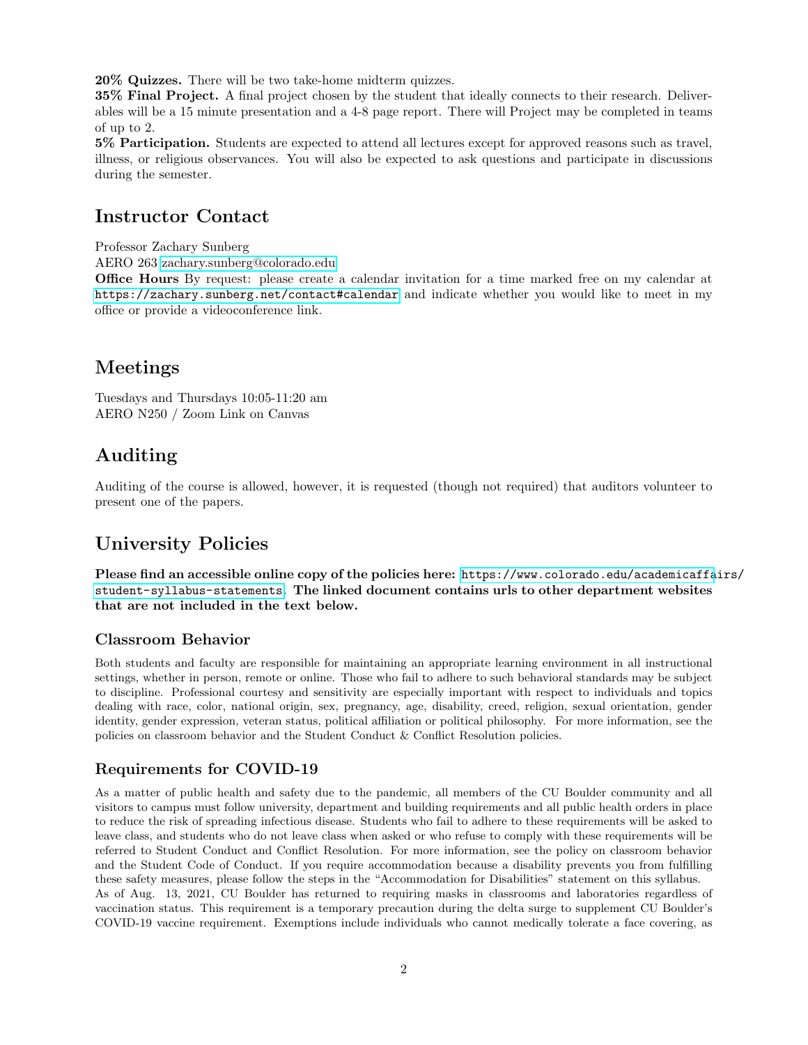**20% Quizzes.** There will be two take-home midterm quizzes.
**35% Final Project.** A final project chosen by the student that ideally connects to their research. Deliverables will be a 15 minute presentation and a 4-8 page report. There will Project may be completed in teams of up to 2.
**5% Participation.** Students are expected to attend all lectures except for approved reasons such as travel, illness, or religious observances. You will also be expected to ask questions and participate in discussions during the semester.

## Instructor Contact

Professor Zachary Sunberg
AERO 263 zachary.sunberg@colorado.edu
**Office Hours** By request: please create a calendar invitation for a time marked free on my calendar at `https://zachary.sunberg.net/contact#calendar` and indicate whether you would like to meet in my office or provide a videoconference link.

## Meetings

Tuesdays and Thursdays 10:05-11:20 am
AERO N250 / Zoom Link on Canvas

## Auditing

Auditing of the course is allowed, however, it is requested (though not required) that auditors volunteer to present one of the papers.

## University Policies

**Please find an accessible online copy of the policies here:** `https://www.colorado.edu/academicaffairs/student-syllabus-statements`. **The linked document contains urls to other department websites that are not included in the text below.**

### Classroom Behavior

Both students and faculty are responsible for maintaining an appropriate learning environment in all instructional settings, whether in person, remote or online. Those who fail to adhere to such behavioral standards may be subject to discipline. Professional courtesy and sensitivity are especially important with respect to individuals and topics dealing with race, color, national origin, sex, pregnancy, age, disability, creed, religion, sexual orientation, gender identity, gender expression, veteran status, political affiliation or political philosophy. For more information, see the policies on classroom behavior and the Student Conduct & Conflict Resolution policies.

### Requirements for COVID-19

As a matter of public health and safety due to the pandemic, all members of the CU Boulder community and all visitors to campus must follow university, department and building requirements and all public health orders in place to reduce the risk of spreading infectious disease. Students who fail to adhere to these requirements will be asked to leave class, and students who do not leave class when asked or who refuse to comply with these requirements will be referred to Student Conduct and Conflict Resolution. For more information, see the policy on classroom behavior and the Student Code of Conduct. If you require accommodation because a disability prevents you from fulfilling these safety measures, please follow the steps in the "Accommodation for Disabilities" statement on this syllabus.
As of Aug. 13, 2021, CU Boulder has returned to requiring masks in classrooms and laboratories regardless of vaccination status. This requirement is a temporary precaution during the delta surge to supplement CU Boulder's COVID-19 vaccine requirement. Exemptions include individuals who cannot medically tolerate a face covering, as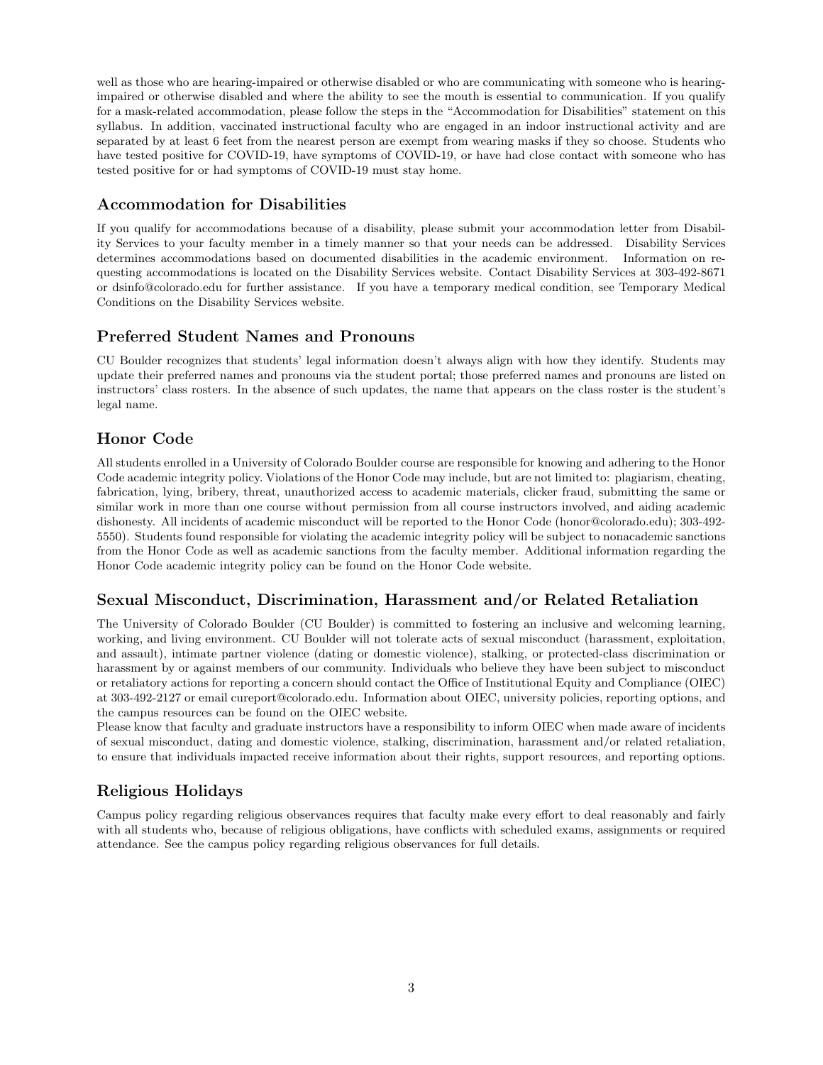well as those who are hearing-impaired or otherwise disabled or who are communicating with someone who is hearing-impaired or otherwise disabled and where the ability to see the mouth is essential to communication. If you qualify for a mask-related accommodation, please follow the steps in the "Accommodation for Disabilities" statement on this syllabus. In addition, vaccinated instructional faculty who are engaged in an indoor instructional activity and are separated by at least 6 feet from the nearest person are exempt from wearing masks if they so choose. Students who have tested positive for COVID-19, have symptoms of COVID-19, or have had close contact with someone who has tested positive for or had symptoms of COVID-19 must stay home.

## Accommodation for Disabilities

If you qualify for accommodations because of a disability, please submit your accommodation letter from Disability Services to your faculty member in a timely manner so that your needs can be addressed. Disability Services determines accommodations based on documented disabilities in the academic environment. Information on requesting accommodations is located on the Disability Services website. Contact Disability Services at 303-492-8671 or dsinfo@colorado.edu for further assistance. If you have a temporary medical condition, see Temporary Medical Conditions on the Disability Services website.

## Preferred Student Names and Pronouns

CU Boulder recognizes that students' legal information doesn't always align with how they identify. Students may update their preferred names and pronouns via the student portal; those preferred names and pronouns are listed on instructors' class rosters. In the absence of such updates, the name that appears on the class roster is the student's legal name.

## Honor Code

All students enrolled in a University of Colorado Boulder course are responsible for knowing and adhering to the Honor Code academic integrity policy. Violations of the Honor Code may include, but are not limited to: plagiarism, cheating, fabrication, lying, bribery, threat, unauthorized access to academic materials, clicker fraud, submitting the same or similar work in more than one course without permission from all course instructors involved, and aiding academic dishonesty. All incidents of academic misconduct will be reported to the Honor Code (honor@colorado.edu); 303-492-5550). Students found responsible for violating the academic integrity policy will be subject to nonacademic sanctions from the Honor Code as well as academic sanctions from the faculty member. Additional information regarding the Honor Code academic integrity policy can be found on the Honor Code website.

## Sexual Misconduct, Discrimination, Harassment and/or Related Retaliation

The University of Colorado Boulder (CU Boulder) is committed to fostering an inclusive and welcoming learning, working, and living environment. CU Boulder will not tolerate acts of sexual misconduct (harassment, exploitation, and assault), intimate partner violence (dating or domestic violence), stalking, or protected-class discrimination or harassment by or against members of our community. Individuals who believe they have been subject to misconduct or retaliatory actions for reporting a concern should contact the Office of Institutional Equity and Compliance (OIEC) at 303-492-2127 or email cureport@colorado.edu. Information about OIEC, university policies, reporting options, and the campus resources can be found on the OIEC website.

Please know that faculty and graduate instructors have a responsibility to inform OIEC when made aware of incidents of sexual misconduct, dating and domestic violence, stalking, discrimination, harassment and/or related retaliation, to ensure that individuals impacted receive information about their rights, support resources, and reporting options.

## Religious Holidays

Campus policy regarding religious observances requires that faculty make every effort to deal reasonably and fairly with all students who, because of religious obligations, have conflicts with scheduled exams, assignments or required attendance. See the campus policy regarding religious observances for full details.